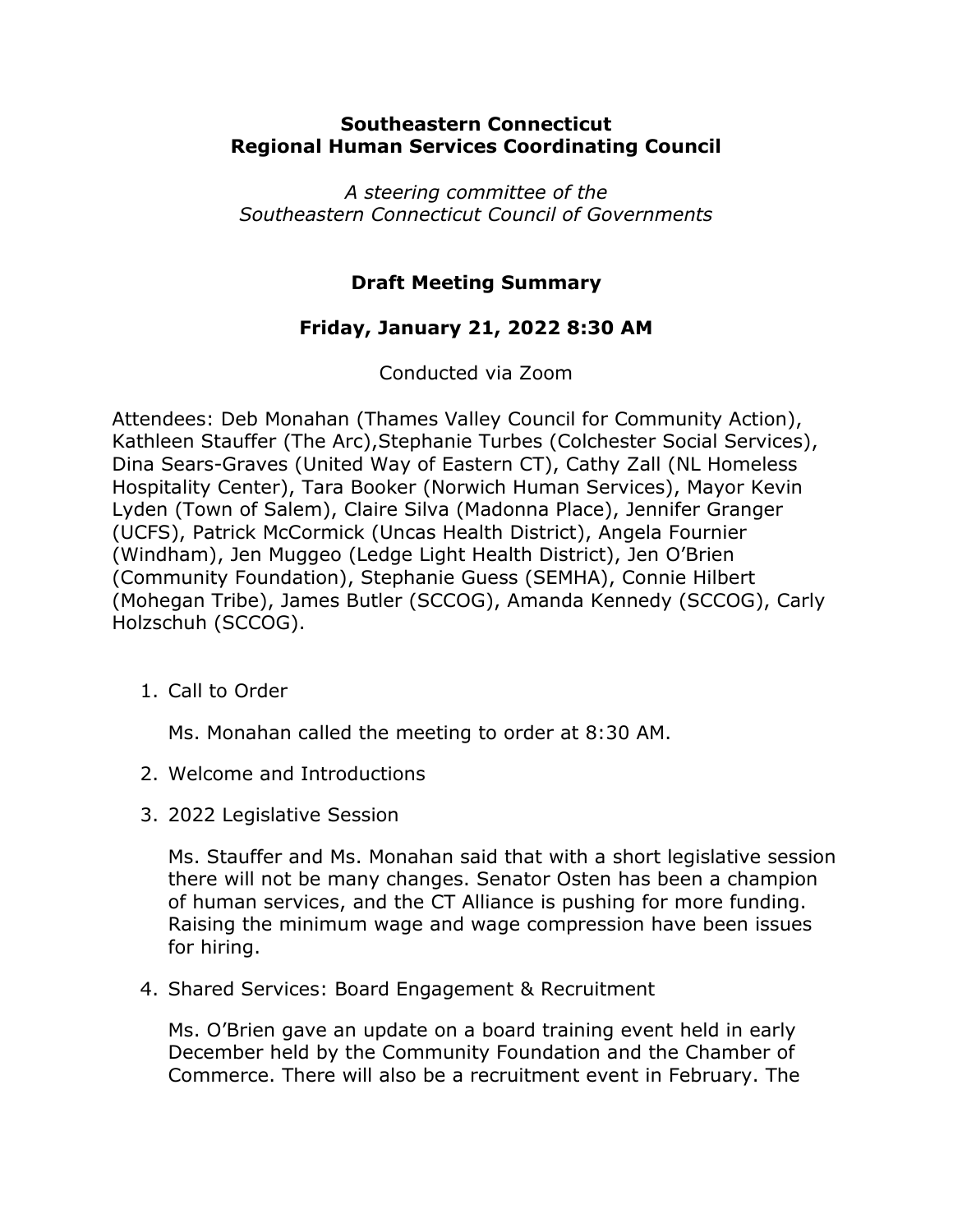**Southeastern Connecticut**
**Regional Human Services Coordinating Council**

*A steering committee of the*
*Southeastern Connecticut Council of Governments*

## Draft Meeting Summary

### Friday, January 21, 2022 8:30 AM

Conducted via Zoom

Attendees: Deb Monahan (Thames Valley Council for Community Action), Kathleen Stauffer (The Arc),Stephanie Turbes (Colchester Social Services), Dina Sears-Graves (United Way of Eastern CT), Cathy Zall (NL Homeless Hospitality Center), Tara Booker (Norwich Human Services), Mayor Kevin Lyden (Town of Salem), Claire Silva (Madonna Place), Jennifer Granger (UCFS), Patrick McCormick (Uncas Health District), Angela Fournier (Windham), Jen Muggeo (Ledge Light Health District), Jen O'Brien (Community Foundation), Stephanie Guess (SEMHA), Connie Hilbert (Mohegan Tribe), James Butler (SCCOG), Amanda Kennedy (SCCOG), Carly Holzschuh (SCCOG).

1. Call to Order

   Ms. Monahan called the meeting to order at 8:30 AM.

2. Welcome and Introductions

3. 2022 Legislative Session

   Ms. Stauffer and Ms. Monahan said that with a short legislative session there will not be many changes. Senator Osten has been a champion of human services, and the CT Alliance is pushing for more funding. Raising the minimum wage and wage compression have been issues for hiring.

4. Shared Services: Board Engagement & Recruitment

   Ms. O'Brien gave an update on a board training event held in early December held by the Community Foundation and the Chamber of Commerce. There will also be a recruitment event in February. The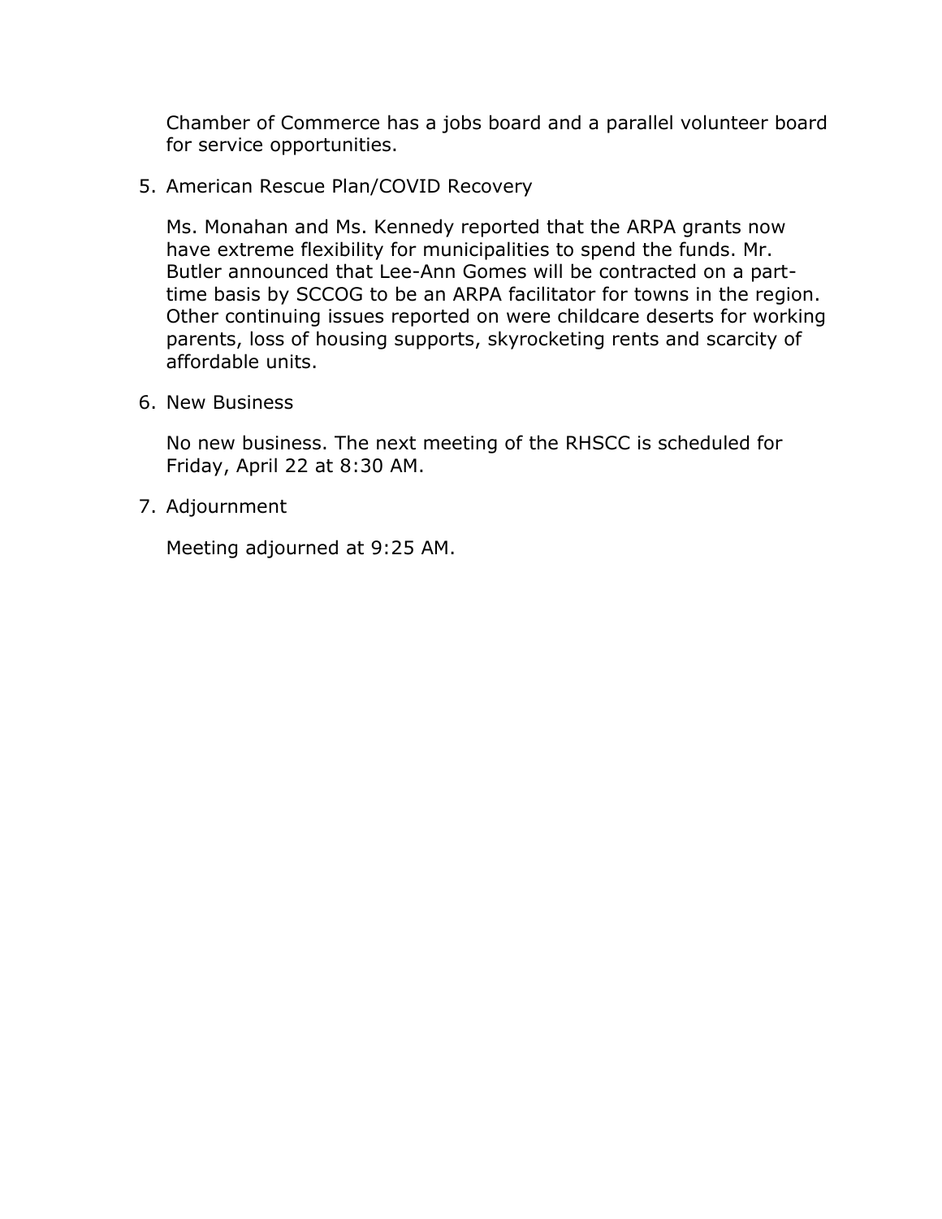Chamber of Commerce has a jobs board and a parallel volunteer board for service opportunities.

5. American Rescue Plan/COVID Recovery

   Ms. Monahan and Ms. Kennedy reported that the ARPA grants now have extreme flexibility for municipalities to spend the funds. Mr. Butler announced that Lee-Ann Gomes will be contracted on a part-time basis by SCCOG to be an ARPA facilitator for towns in the region. Other continuing issues reported on were childcare deserts for working parents, loss of housing supports, skyrocketing rents and scarcity of affordable units.

6. New Business

   No new business. The next meeting of the RHSCC is scheduled for Friday, April 22 at 8:30 AM.

7. Adjournment

   Meeting adjourned at 9:25 AM.